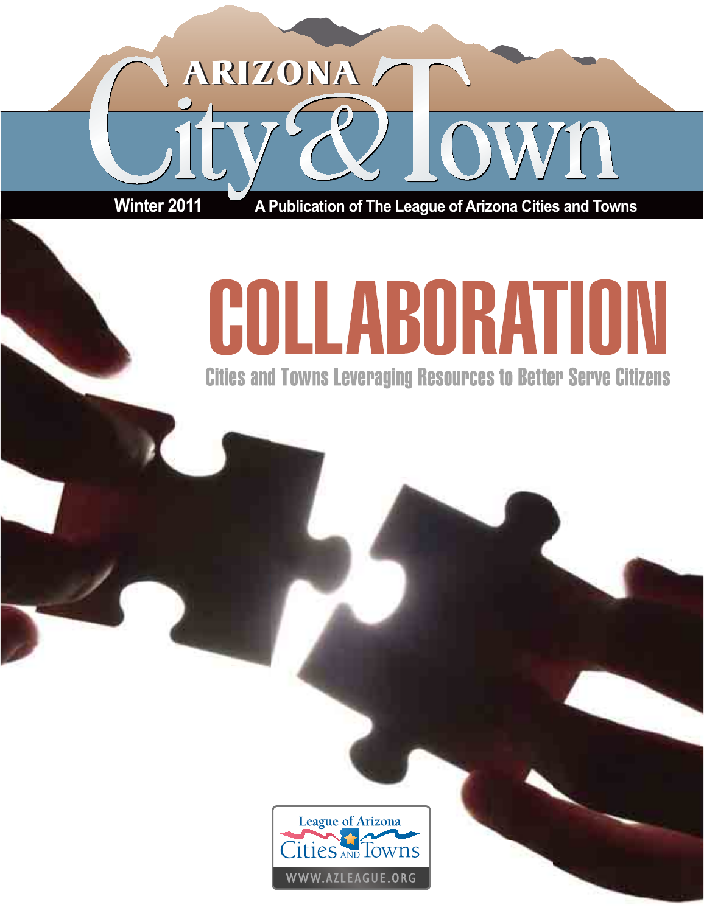# ARIZONA City & Town

Winter 2011 A Publication of The League of Arizona Cities and Towns

# COLLABORATION

## Cities and Towns Leveraging Resources to Better Serve Citizens

League of Arizona Cities and Towns

WWW.AZLEAGUE.ORG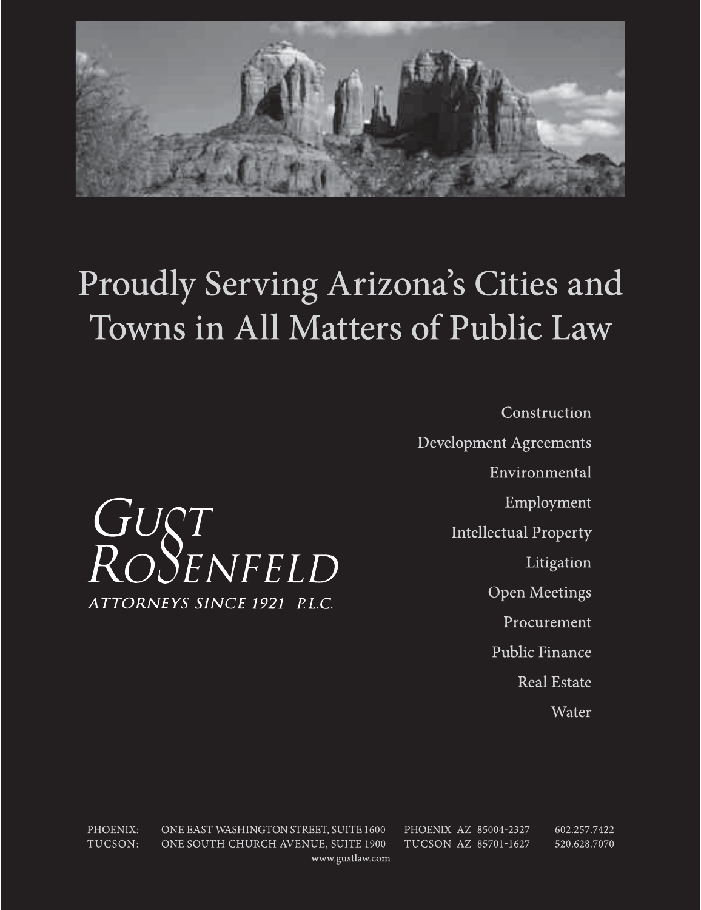# Proudly Serving Arizona's Cities and Towns in All Matters of Public Law

GUST ROSENFELD

ATTORNEYS SINCE 1921 P.L.C.

- Construction
- Development Agreements
- Environmental
- Employment
- Intellectual Property
- Litigation
- Open Meetings
- Procurement
- Public Finance
- Real Estate
- Water

PHOENIX: ONE EAST WASHINGTON STREET, SUITE 1600 PHOENIX AZ 85004-2327 602.257.7422

TUCSON: ONE SOUTH CHURCH AVENUE, SUITE 1900 TUCSON AZ 85701-1627 520.628.7070

www.gustlaw.com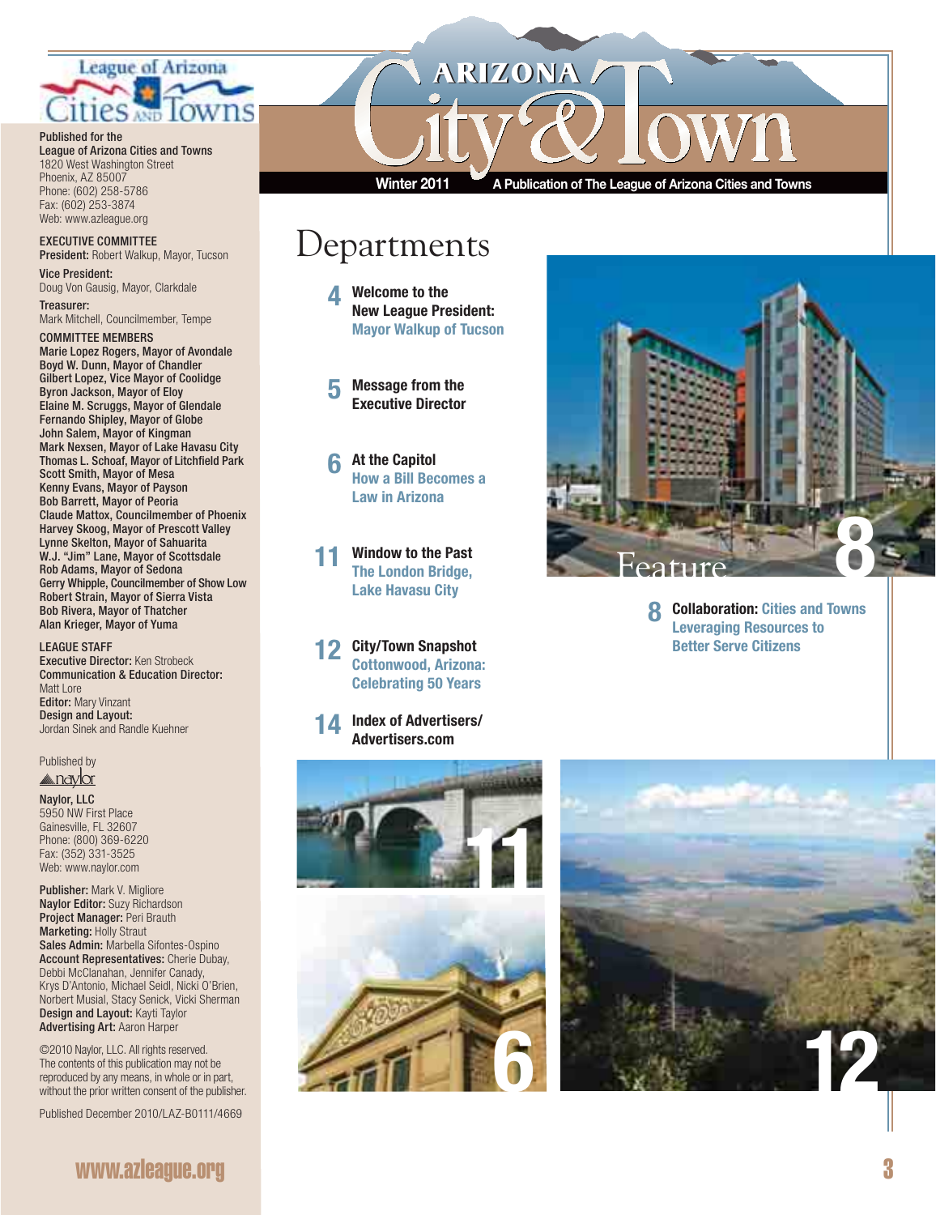# Arizona City & Town

Winter 2011 — A Publication of The League of Arizona Cities and Towns

Published for the
League of Arizona Cities and Towns
1820 West Washington Street
Phoenix, AZ 85007
Phone: (602) 258-5786
Fax: (602) 253-3874
Web: www.azleague.org

**EXECUTIVE COMMITTEE**

**President:** Robert Walkup, Mayor, Tucson

**Vice President:**
Doug Von Gausig, Mayor, Clarkdale

**Treasurer:**
Mark Mitchell, Councilmember, Tempe

**COMMITTEE MEMBERS**

Marie Lopez Rogers, Mayor of Avondale
Boyd W. Dunn, Mayor of Chandler
Gilbert Lopez, Vice Mayor of Coolidge
Byron Jackson, Mayor of Eloy
Elaine M. Scruggs, Mayor of Glendale
Fernando Shipley, Mayor of Globe
John Salem, Mayor of Kingman
Mark Nexsen, Mayor of Lake Havasu City
Thomas L. Schoaf, Mayor of Litchfield Park
Scott Smith, Mayor of Mesa
Kenny Evans, Mayor of Payson
Bob Barrett, Mayor of Peoria
Claude Mattox, Councilmember of Phoenix
Harvey Skoog, Mayor of Prescott Valley
Lynne Skelton, Mayor of Sahuarita
W.J. "Jim" Lane, Mayor of Scottsdale
Rob Adams, Mayor of Sedona
Gerry Whipple, Councilmember of Show Low
Robert Strain, Mayor of Sierra Vista
Bob Rivera, Mayor of Thatcher
Alan Krieger, Mayor of Yuma

**LEAGUE STAFF**

**Executive Director:** Ken Strobeck
**Communication & Education Director:**
Matt Lore
**Editor:** Mary Vinzant
**Design and Layout:**
Jordan Sinek and Randle Kuehner

Published by
naylor

**Naylor, LLC**
5950 NW First Place
Gainesville, FL 32607
Phone: (800) 369-6220
Fax: (352) 331-3525
Web: www.naylor.com

**Publisher:** Mark V. Migliore
**Naylor Editor:** Suzy Richardson
**Project Manager:** Peri Brauth
**Marketing:** Holly Straut
**Sales Admin:** Marbella Sifontes-Ospino
**Account Representatives:** Cherie Dubay, Debbi McClanahan, Jennifer Canady, Krys D'Antonio, Michael Seidl, Nicki O'Brien, Norbert Musial, Stacy Senick, Vicki Sherman
**Design and Layout:** Kayti Taylor
**Advertising Art:** Aaron Harper

©2010 Naylor, LLC. All rights reserved.
The contents of this publication may not be reproduced by any means, in whole or in part, without the prior written consent of the publisher.

Published December 2010/LAZ-B0111/4669

## Departments

**4** **Welcome to the New League President:** Mayor Walkup of Tucson

**5** **Message from the Executive Director**

**6** **At the Capitol** How a Bill Becomes a Law in Arizona

**11** **Window to the Past** The London Bridge, Lake Havasu City

**12** **City/Town Snapshot** Cottonwood, Arizona: Celebrating 50 Years

**14** **Index of Advertisers/ Advertisers.com**

## Feature

**8** **Collaboration:** Cities and Towns Leveraging Resources to Better Serve Citizens

www.azleague.org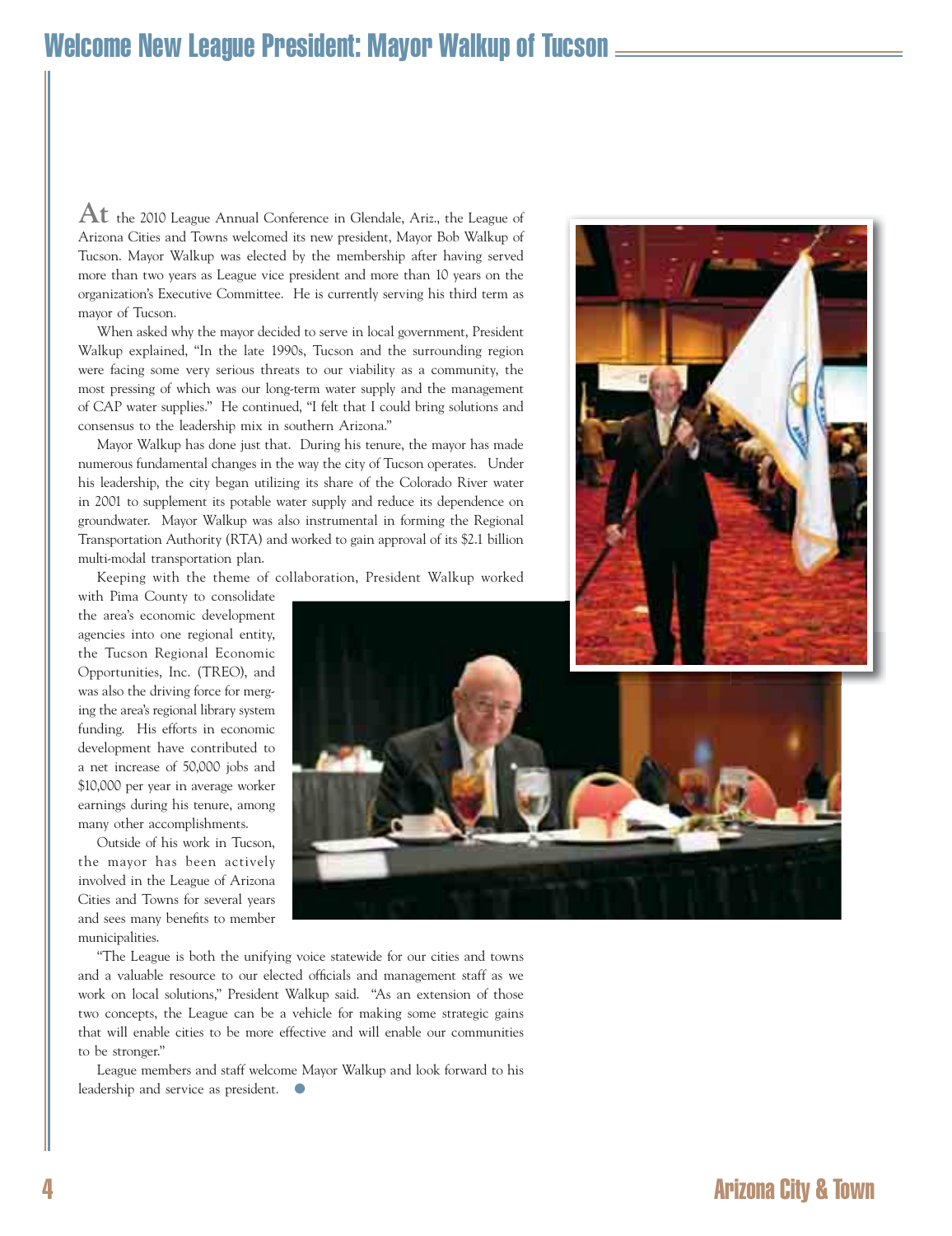# Welcome New League President: Mayor Walkup of Tucson

**At** the 2010 League Annual Conference in Glendale, Ariz., the League of Arizona Cities and Towns welcomed its new president, Mayor Bob Walkup of Tucson. Mayor Walkup was elected by the membership after having served more than two years as League vice president and more than 10 years on the organization's Executive Committee. He is currently serving his third term as mayor of Tucson.

When asked why the mayor decided to serve in local government, President Walkup explained, "In the late 1990s, Tucson and the surrounding region were facing some very serious threats to our viability as a community, the most pressing of which was our long-term water supply and the management of CAP water supplies." He continued, "I felt that I could bring solutions and consensus to the leadership mix in southern Arizona."

Mayor Walkup has done just that. During his tenure, the mayor has made numerous fundamental changes in the way the city of Tucson operates. Under his leadership, the city began utilizing its share of the Colorado River water in 2001 to supplement its potable water supply and reduce its dependence on groundwater. Mayor Walkup was also instrumental in forming the Regional Transportation Authority (RTA) and worked to gain approval of its $2.1 billion multi-modal transportation plan.

Keeping with the theme of collaboration, President Walkup worked with Pima County to consolidate the area's economic development agencies into one regional entity, the Tucson Regional Economic Opportunities, Inc. (TREO), and was also the driving force for merging the area's regional library system funding. His efforts in economic development have contributed to a net increase of 50,000 jobs and $10,000 per year in average worker earnings during his tenure, among many other accomplishments.

Outside of his work in Tucson, the mayor has been actively involved in the League of Arizona Cities and Towns for several years and sees many benefits to member municipalities.

"The League is both the unifying voice statewide for our cities and towns and a valuable resource to our elected officials and management staff as we work on local solutions," President Walkup said. "As an extension of those two concepts, the League can be a vehicle for making some strategic gains that will enable cities to be more effective and will enable our communities to be stronger."

League members and staff welcome Mayor Walkup and look forward to his leadership and service as president.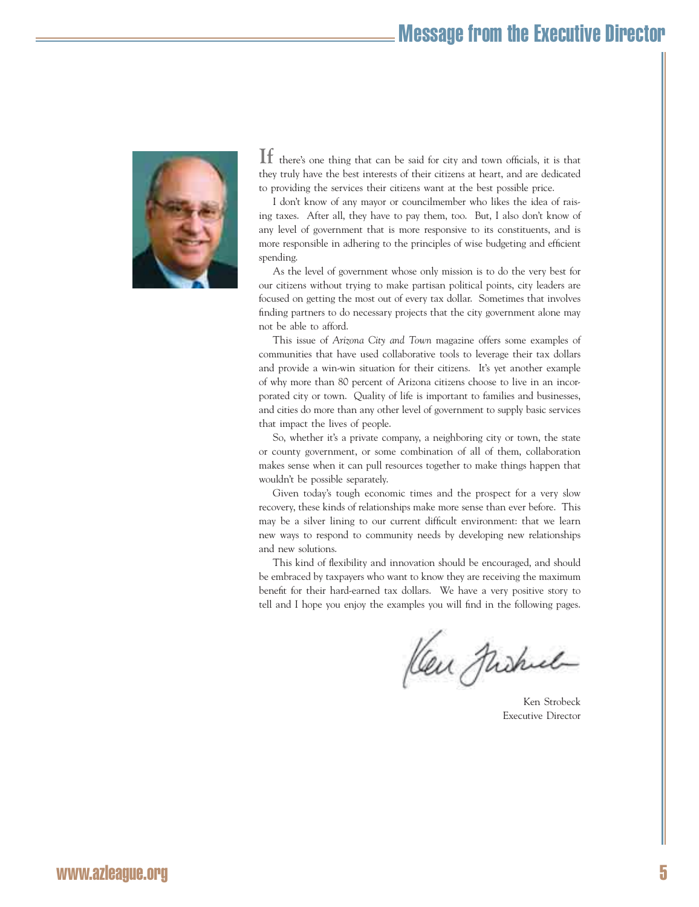# Message from the Executive Director

If there's one thing that can be said for city and town officials, it is that they truly have the best interests of their citizens at heart, and are dedicated to providing the services their citizens want at the best possible price.

I don't know of any mayor or councilmember who likes the idea of raising taxes. After all, they have to pay them, too. But, I also don't know of any level of government that is more responsive to its constituents, and is more responsible in adhering to the principles of wise budgeting and efficient spending.

As the level of government whose only mission is to do the very best for our citizens without trying to make partisan political points, city leaders are focused on getting the most out of every tax dollar. Sometimes that involves finding partners to do necessary projects that the city government alone may not be able to afford.

This issue of *Arizona City and Town* magazine offers some examples of communities that have used collaborative tools to leverage their tax dollars and provide a win-win situation for their citizens. It's yet another example of why more than 80 percent of Arizona citizens choose to live in an incorporated city or town. Quality of life is important to families and businesses, and cities do more than any other level of government to supply basic services that impact the lives of people.

So, whether it's a private company, a neighboring city or town, the state or county government, or some combination of all of them, collaboration makes sense when it can pull resources together to make things happen that wouldn't be possible separately.

Given today's tough economic times and the prospect for a very slow recovery, these kinds of relationships make more sense than ever before. This may be a silver lining to our current difficult environment: that we learn new ways to respond to community needs by developing new relationships and new solutions.

This kind of flexibility and innovation should be encouraged, and should be embraced by taxpayers who want to know they are receiving the maximum benefit for their hard-earned tax dollars. We have a very positive story to tell and I hope you enjoy the examples you will find in the following pages.

Ken Strobeck
Executive Director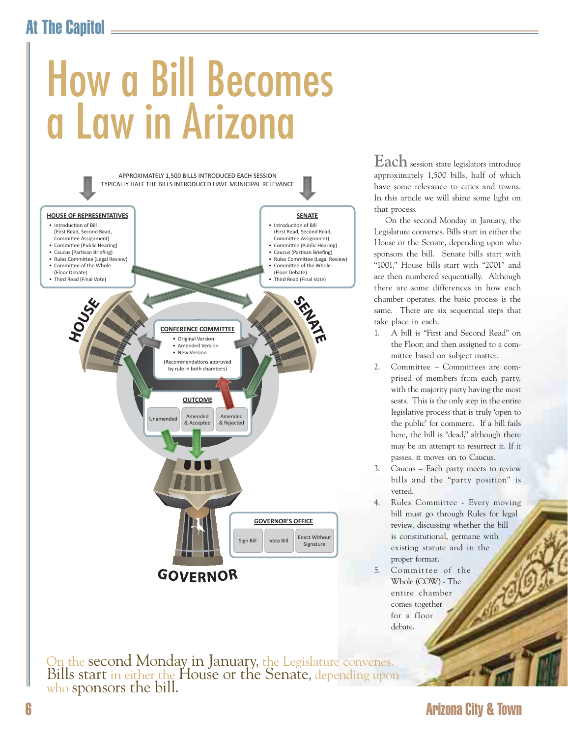# How a Bill Becomes a Law in Arizona

APPROXIMATELY 1,500 BILLS INTRODUCED EACH SESSION
TYPICALLY HALF THE BILLS INTRODUCED HAVE MUNICIPAL RELEVANCE

**HOUSE OF REPRESENTATIVES**

- Introduction of Bill (First Read, Second Read, Committee Assignment)
- Committee (Public Hearing)
- Caucus (Partisan Briefing)
- Rules Committee (Legal Review)
- Committee of the Whole (Floor Debate)
- Third Read (Final Vote)

**SENATE**

- Introduction of Bill (First Read, Second Read, Committee Assignment)
- Committee (Public Hearing)
- Caucus (Partisan Briefing)
- Rules Committee (Legal Review)
- Committee of the Whole (Floor Debate)
- Third Read (Final Vote)

HOUSE

SENATE

**CONFERENCE COMMITTEE**

- Original Version
- Amended Version
- New Version

(Recommendations approved by rule in both chambers)

**OUTCOME**

Unamended | Amended & Accepted | Amended & Rejected

**GOVERNOR'S OFFICE**

Sign Bill | Veto Bill | Enact Without Signature

GOVERNOR

**Each** session state legislators introduce approximately 1,500 bills, half of which have some relevance to cities and towns. In this article we will shine some light on that process.

On the second Monday in January, the Legislature convenes. Bills start in either the House or the Senate, depending upon who sponsors the bill. Senate bills start with "1001," House bills start with "2001" and are then numbered sequentially. Although there are some differences in how each chamber operates, the basic process is the same. There are six sequential steps that take place in each.

1. A bill is "First and Second Read" on the Floor; and then assigned to a committee based on subject matter.
2. Committee – Committees are comprised of members from each party, with the majority party having the most seats. This is the only step in the entire legislative process that is truly 'open to the public' for comment. If a bill fails here, the bill is "dead," although there may be an attempt to resurrect it. If it passes, it moves on to Caucus.
3. Caucus – Each party meets to review bills and the "party position" is vetted.
4. Rules Committee - Every moving bill must go through Rules for legal review, discussing whether the bill is constitutional, germane with existing statute and in the proper format.
5. Committee of the Whole (COW) - The entire chamber comes together for a floor debate.

On the second Monday in January, the Legislature convenes. Bills start in either the House or the Senate, depending upon who sponsors the bill.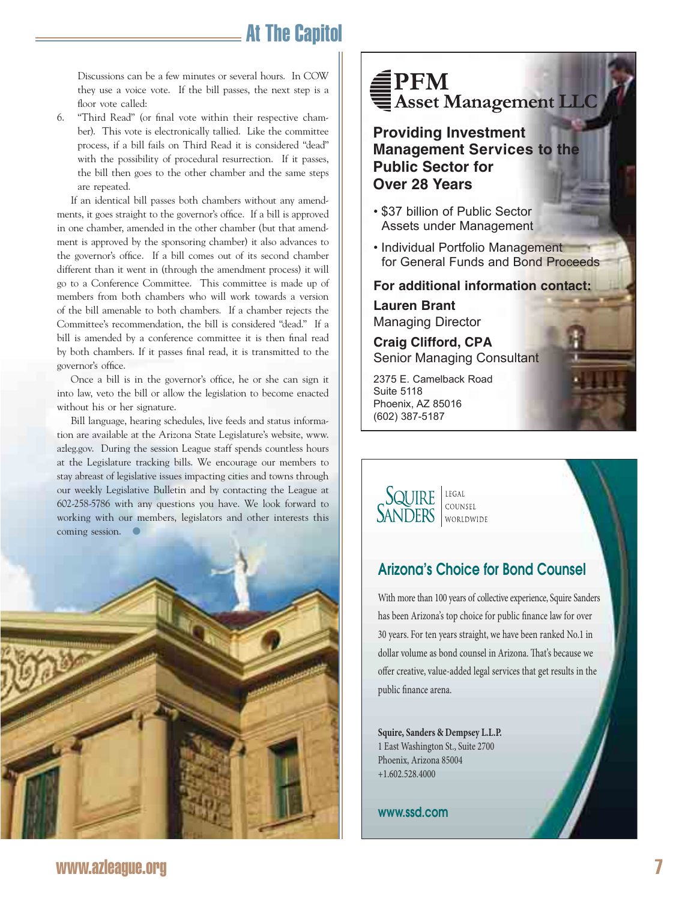Discussions can be a few minutes or several hours. In COW they use a voice vote. If the bill passes, the next step is a floor vote called:

6. "Third Read" (or final vote within their respective chamber). This vote is electronically tallied. Like the committee process, if a bill fails on Third Read it is considered "dead" with the possibility of procedural resurrection. If it passes, the bill then goes to the other chamber and the same steps are repeated.

If an identical bill passes both chambers without any amendments, it goes straight to the governor's office. If a bill is approved in one chamber, amended in the other chamber (but that amendment is approved by the sponsoring chamber) it also advances to the governor's office. If a bill comes out of its second chamber different than it went in (through the amendment process) it will go to a Conference Committee. This committee is made up of members from both chambers who will work towards a version of the bill amenable to both chambers. If a chamber rejects the Committee's recommendation, the bill is considered "dead." If a bill is amended by a conference committee it is then final read by both chambers. If it passes final read, it is transmitted to the governor's office.

Once a bill is in the governor's office, he or she can sign it into law, veto the bill or allow the legislation to become enacted without his or her signature.

Bill language, hearing schedules, live feeds and status information are available at the Arizona State Legislature's website, www.azleg.gov. During the session League staff spends countless hours at the Legislature tracking bills. We encourage our members to stay abreast of legislative issues impacting cities and towns through our weekly Legislative Bulletin and by contacting the League at 602-258-5786 with any questions you have. We look forward to working with our members, legislators and other interests this coming session.

# PFM Asset Management LLC

## Providing Investment Management Services to the Public Sector for Over 28 Years

- $37 billion of Public Sector Assets under Management
- Individual Portfolio Management for General Funds and Bond Proceeds

**For additional information contact:**

**Lauren Brant**
Managing Director

**Craig Clifford, CPA**
Senior Managing Consultant

2375 E. Camelback Road
Suite 5118
Phoenix, AZ 85016
(602) 387-5187

# Squire Sanders

LEGAL COUNSEL WORLDWIDE

## Arizona's Choice for Bond Counsel

With more than 100 years of collective experience, Squire Sanders has been Arizona's top choice for public finance law for over 30 years. For ten years straight, we have been ranked No.1 in dollar volume as bond counsel in Arizona. That's because we offer creative, value-added legal services that get results in the public finance arena.

**Squire, Sanders & Dempsey L.L.P.**
1 East Washington St., Suite 2700
Phoenix, Arizona 85004
+1.602.528.4000

www.ssd.com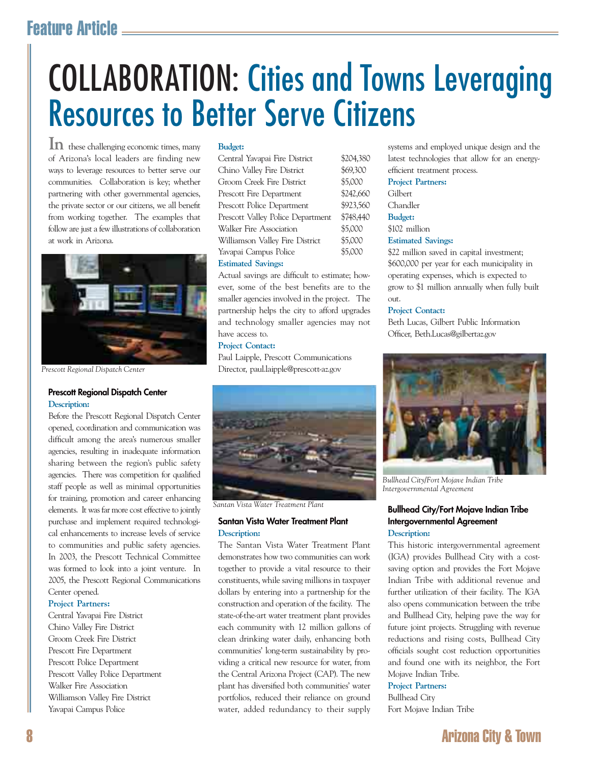# COLLABORATION: Cities and Towns Leveraging Resources to Better Serve Citizens

In these challenging economic times, many of Arizona's local leaders are finding new ways to leverage resources to better serve our communities. Collaboration is key; whether partnering with other governmental agencies, the private sector or our citizens, we all benefit from working together. The examples that follow are just a few illustrations of collaboration at work in Arizona.

*Prescott Regional Dispatch Center*

### Prescott Regional Dispatch Center

**Description:**

Before the Prescott Regional Dispatch Center opened, coordination and communication was difficult among the area's numerous smaller agencies, resulting in inadequate information sharing between the region's public safety agencies. There was competition for qualified staff people as well as minimal opportunities for training, promotion and career enhancing elements. It was far more cost effective to jointly purchase and implement required technological enhancements to increase levels of service to communities and public safety agencies. In 2003, the Prescott Technical Committee was formed to look into a joint venture. In 2005, the Prescott Regional Communications Center opened.

**Project Partners:**

Central Yavapai Fire District
Chino Valley Fire District
Groom Creek Fire District
Prescott Fire Department
Prescott Police Department
Prescott Valley Police Department
Walker Fire Association
Williamson Valley Fire District
Yavapai Campus Police

**Budget:**

| | |
|---|---|
| Central Yavapai Fire District | $204,380 |
| Chino Valley Fire District | $69,300 |
| Groom Creek Fire District | $5,000 |
| Prescott Fire Department | $242,660 |
| Prescott Police Department | $923,560 |
| Prescott Valley Police Department | $748,440 |
| Walker Fire Association | $5,000 |
| Williamson Valley Fire District | $5,000 |
| Yavapai Campus Police | $5,000 |

**Estimated Savings:**

Actual savings are difficult to estimate; however, some of the best benefits are to the smaller agencies involved in the project. The partnership helps the city to afford upgrades and technology smaller agencies may not have access to.

**Project Contact:**

Paul Laipple, Prescott Communications Director, paul.laipple@prescott-az.gov

*Santan Vista Water Treatment Plant*

### Santan Vista Water Treatment Plant

**Description:**

The Santan Vista Water Treatment Plant demonstrates how two communities can work together to provide a vital resource to their constituents, while saving millions in taxpayer dollars by entering into a partnership for the construction and operation of the facility. The state-of-the-art water treatment plant provides each community with 12 million gallons of clean drinking water daily, enhancing both communities' long-term sustainability by providing a critical new resource for water, from the Central Arizona Project (CAP). The new plant has diversified both communities' water portfolios, reduced their reliance on ground water, added redundancy to their supply systems and employed unique design and the latest technologies that allow for an energy-efficient treatment process.

**Project Partners:**

Gilbert
Chandler

**Budget:**

$102 million

**Estimated Savings:**

$22 million saved in capital investment; $600,000 per year for each municipality in operating expenses, which is expected to grow to $1 million annually when fully built out.

**Project Contact:**

Beth Lucas, Gilbert Public Information Officer, Beth.Lucas@gilbertaz.gov

*Bullhead City/Fort Mojave Indian Tribe Intergovernmental Agreement*

### Bullhead City/Fort Mojave Indian Tribe Intergovernmental Agreement

**Description:**

This historic intergovernmental agreement (IGA) provides Bullhead City with a cost-saving option and provides the Fort Mojave Indian Tribe with additional revenue and further utilization of their facility. The IGA also opens communication between the tribe and Bullhead City, helping pave the way for future joint projects. Struggling with revenue reductions and rising costs, Bullhead City officials sought cost reduction opportunities and found one with its neighbor, the Fort Mojave Indian Tribe.

**Project Partners:**

Bullhead City
Fort Mojave Indian Tribe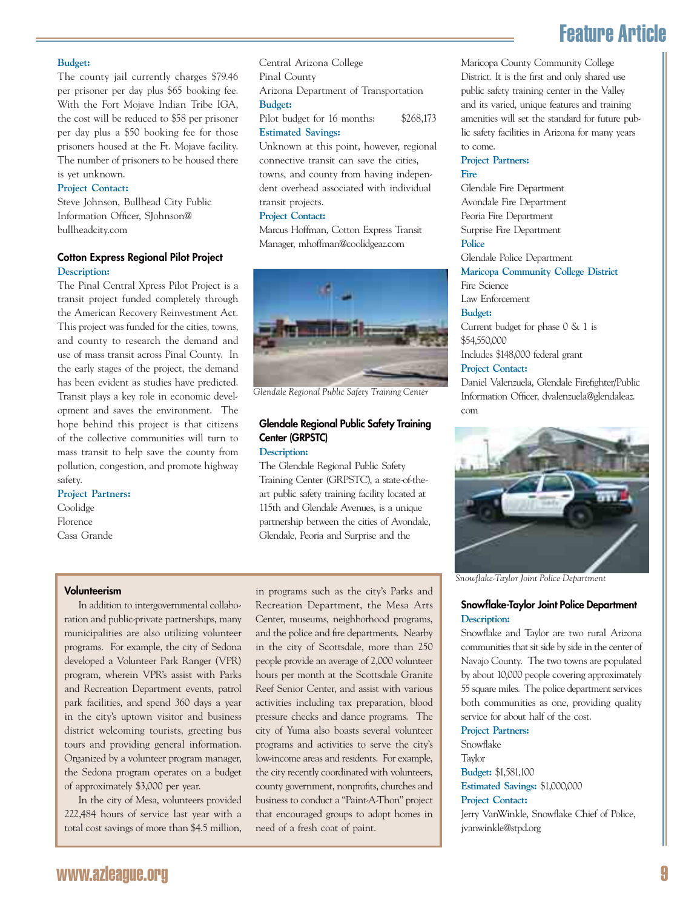**Budget:**

The county jail currently charges $79.46 per prisoner per day plus $65 booking fee. With the Fort Mojave Indian Tribe IGA, the cost will be reduced to $58 per prisoner per day plus a $50 booking fee for those prisoners housed at the Ft. Mojave facility. The number of prisoners to be housed there is yet unknown.

**Project Contact:**

Steve Johnson, Bullhead City Public Information Officer, SJohnson@bullheadcity.com

### Cotton Express Regional Pilot Project

**Description:**

The Pinal Central Xpress Pilot Project is a transit project funded completely through the American Recovery Reinvestment Act. This project was funded for the cities, towns, and county to research the demand and use of mass transit across Pinal County. In the early stages of the project, the demand has been evident as studies have predicted. Transit plays a key role in economic development and saves the environment. The hope behind this project is that citizens of the collective communities will turn to mass transit to help save the county from pollution, congestion, and promote highway safety.

**Project Partners:**

Coolidge
Florence
Casa Grande
Central Arizona College
Pinal County
Arizona Department of Transportation

**Budget:**

Pilot budget for 16 months: $268,173

**Estimated Savings:**

Unknown at this point, however, regional connective transit can save the cities, towns, and county from having independent overhead associated with individual transit projects.

**Project Contact:**

Marcus Hoffman, Cotton Express Transit Manager, mhoffman@coolidgeaz.com

*Glendale Regional Public Safety Training Center*

### Glendale Regional Public Safety Training Center (GRPSTC)

**Description:**

The Glendale Regional Public Safety Training Center (GRPSTC), a state-of-the-art public safety training facility located at 115th and Glendale Avenues, is a unique partnership between the cities of Avondale, Glendale, Peoria and Surprise and the Maricopa County Community College District. It is the first and only shared use public safety training center in the Valley and its varied, unique features and training amenities will set the standard for future public safety facilities in Arizona for many years to come.

**Project Partners:**

**Fire**

Glendale Fire Department
Avondale Fire Department
Peoria Fire Department
Surprise Fire Department

**Police**

Glendale Police Department

**Maricopa Community College District**

Fire Science
Law Enforcement

**Budget:**

Current budget for phase 0 & 1 is $54,550,000
Includes $148,000 federal grant

**Project Contact:**

Daniel Valenzuela, Glendale Firefighter/Public Information Officer, dvalenzuela@glendaleaz.com

*Snowflake-Taylor Joint Police Department*

### Snowflake-Taylor Joint Police Department

**Description:**

Snowflake and Taylor are two rural Arizona communities that sit side by side in the center of Navajo County. The two towns are populated by about 10,000 people covering approximately 55 square miles. The police department services both communities as one, providing quality service for about half of the cost.

**Project Partners:**

Snowflake
Taylor

**Budget:** $1,581,100

**Estimated Savings:** $1,000,000

**Project Contact:**

Jerry VanWinkle, Snowflake Chief of Police, jvanwinkle@stpd.org

### Volunteerism

In addition to intergovernmental collaboration and public-private partnerships, many municipalities are also utilizing volunteer programs. For example, the city of Sedona developed a Volunteer Park Ranger (VPR) program, wherein VPR's assist with Parks and Recreation Department events, patrol park facilities, and spend 360 days a year in the city's uptown visitor and business district welcoming tourists, greeting bus tours and providing general information. Organized by a volunteer program manager, the Sedona program operates on a budget of approximately $3,000 per year.

In the city of Mesa, volunteers provided 222,484 hours of service last year with a total cost savings of more than $4.5 million, in programs such as the city's Parks and Recreation Department, the Mesa Arts Center, museums, neighborhood programs, and the police and fire departments. Nearby in the city of Scottsdale, more than 250 people provide an average of 2,000 volunteer hours per month at the Scottsdale Granite Reef Senior Center, and assist with various activities including tax preparation, blood pressure checks and dance programs. The city of Yuma also boasts several volunteer programs and activities to serve the city's low-income areas and residents. For example, the city recently coordinated with volunteers, county government, nonprofits, churches and business to conduct a "Paint-A-Thon" project that encouraged groups to adopt homes in need of a fresh coat of paint.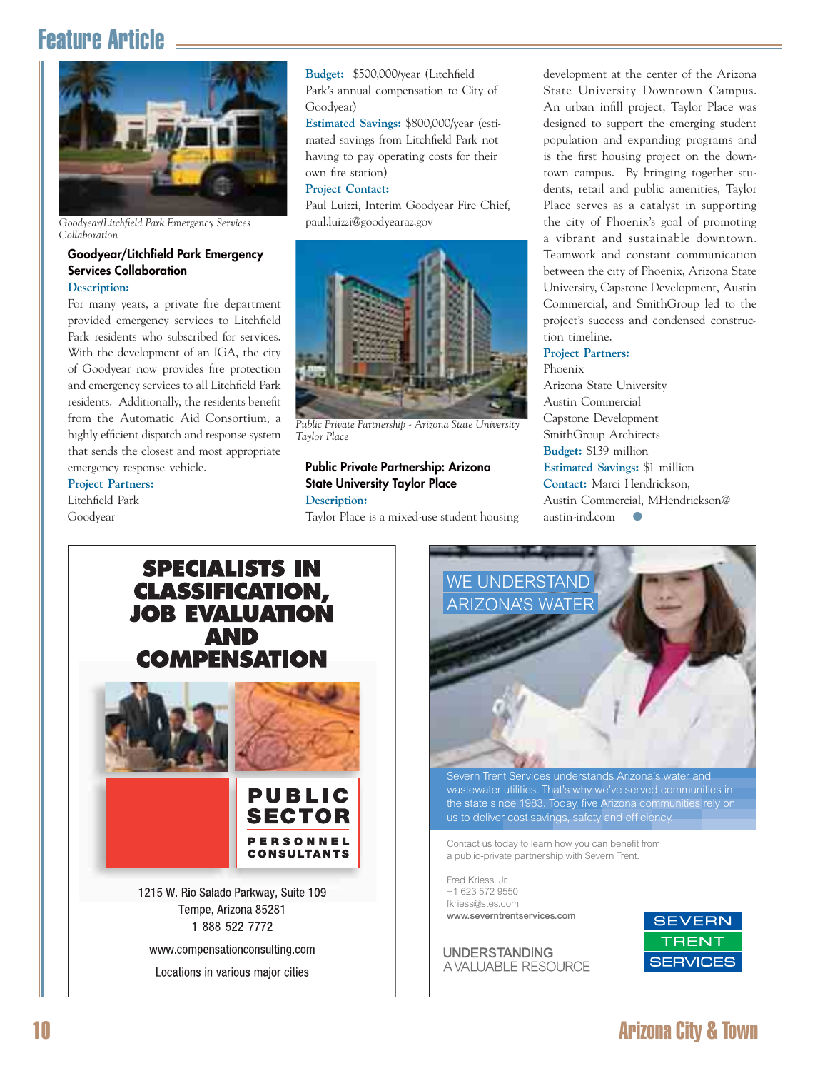*Goodyear/Litchfield Park Emergency Services Collaboration*

### Goodyear/Litchfield Park Emergency Services Collaboration

**Description:**

For many years, a private fire department provided emergency services to Litchfield Park residents who subscribed for services. With the development of an IGA, the city of Goodyear now provides fire protection and emergency services to all Litchfield Park residents. Additionally, the residents benefit from the Automatic Aid Consortium, a highly efficient dispatch and response system that sends the closest and most appropriate emergency response vehicle.

**Project Partners:**

Litchfield Park
Goodyear

**Budget:** $500,000/year (Litchfield Park's annual compensation to City of Goodyear)

**Estimated Savings:** $800,000/year (estimated savings from Litchfield Park not having to pay operating costs for their own fire station)

**Project Contact:**

Paul Luizzi, Interim Goodyear Fire Chief, paul.luizzi@goodyearaz.gov

*Public Private Partnership - Arizona State University Taylor Place*

### Public Private Partnership: Arizona State University Taylor Place

**Description:**

Taylor Place is a mixed-use student housing development at the center of the Arizona State University Downtown Campus. An urban infill project, Taylor Place was designed to support the emerging student population and expanding programs and is the first housing project on the downtown campus. By bringing together students, retail and public amenities, Taylor Place serves as a catalyst in supporting the city of Phoenix's goal of promoting a vibrant and sustainable downtown. Teamwork and constant communication between the city of Phoenix, Arizona State University, Capstone Development, Austin Commercial, and SmithGroup led to the project's success and condensed construction timeline.

**Project Partners:**

Phoenix
Arizona State University
Austin Commercial
Capstone Development
SmithGroup Architects

**Budget:** $139 million

**Estimated Savings:** $1 million

**Contact:** Marci Hendrickson, Austin Commercial, MHendrickson@austin-ind.com

---

**SPECIALISTS IN CLASSIFICATION, JOB EVALUATION AND COMPENSATION**

**PUBLIC SECTOR PERSONNEL CONSULTANTS**

1215 W. Rio Salado Parkway, Suite 109
Tempe, Arizona 85281
1-888-522-7772

www.compensationconsulting.com

Locations in various major cities

---

WE UNDERSTAND ARIZONA'S WATER

Severn Trent Services understands Arizona's water and wastewater utilities. That's why we've served communities in the state since 1983. Today, five Arizona communities rely on us to deliver cost savings, safety and efficiency.

Contact us today to learn how you can benefit from a public-private partnership with Severn Trent.

Fred Kriess, Jr.
+1 623 572 9550
fkriess@stes.com
www.severntrentservices.com

UNDERSTANDING A VALUABLE RESOURCE

SEVERN TRENT SERVICES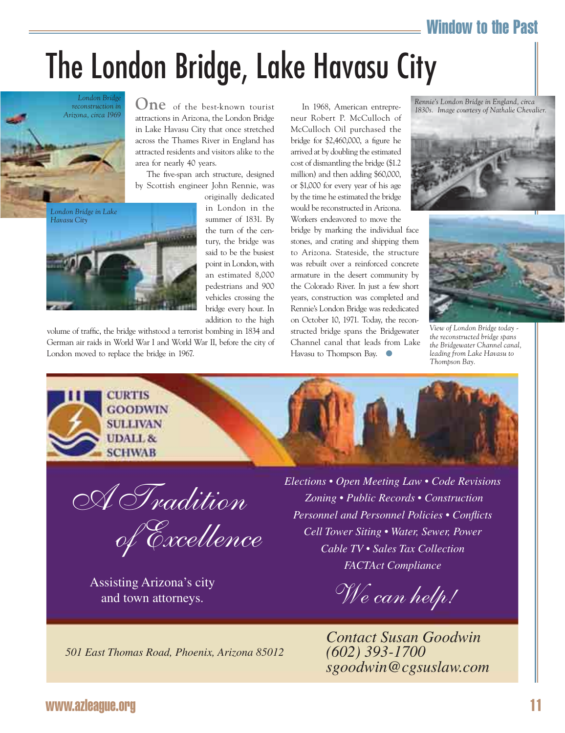# The London Bridge, Lake Havasu City

*London Bridge reconstruction in Arizona, circa 1969*

*London Bridge in Lake Havasu City*

One of the best-known tourist attractions in Arizona, the London Bridge in Lake Havasu City that once stretched across the Thames River in England has attracted residents and visitors alike to the area for nearly 40 years.

The five-span arch structure, designed by Scottish engineer John Rennie, was originally dedicated in London in the summer of 1831. By the turn of the century, the bridge was said to be the busiest point in London, with an estimated 8,000 pedestrians and 900 vehicles crossing the bridge every hour. In addition to the high volume of traffic, the bridge withstood a terrorist bombing in 1834 and German air raids in World War I and World War II, before the city of London moved to replace the bridge in 1967.

In 1968, American entrepreneur Robert P. McCulloch of McCulloch Oil purchased the bridge for $2,460,000, a figure he arrived at by doubling the estimated cost of dismantling the bridge ($1.2 million) and then adding $60,000, or $1,000 for every year of his age by the time he estimated the bridge would be reconstructed in Arizona. Workers endeavored to move the bridge by marking the individual face stones, and crating and shipping them to Arizona. Stateside, the structure was rebuilt over a reinforced concrete armature in the desert community by the Colorado River. In just a few short years, construction was completed and Rennie's London Bridge was rededicated on October 10, 1971. Today, the reconstructed bridge spans the Bridgewater Channel canal that leads from Lake Havasu to Thompson Bay.

*Rennie's London Bridge in England, circa 1830s. Image courtesy of Nathalie Chevalier.*

*View of London Bridge today - the reconstructed bridge spans the Bridgewater Channel canal, leading from Lake Havasu to Thompson Bay.*

---

**CURTIS GOODWIN SULLIVAN UDALL & SCHWAB**

*A Tradition of Excellence*

Assisting Arizona's city and town attorneys.

*Elections • Open Meeting Law • Code Revisions*
*Zoning • Public Records • Construction*
*Personnel and Personnel Policies • Conflicts*
*Cell Tower Siting • Water, Sewer, Power*
*Cable TV • Sales Tax Collection*
*FACTAct Compliance*

*We can help!*

*501 East Thomas Road, Phoenix, Arizona 85012*

*Contact Susan Goodwin*
*(602) 393-1700*
*sgoodwin@cgsuslaw.com*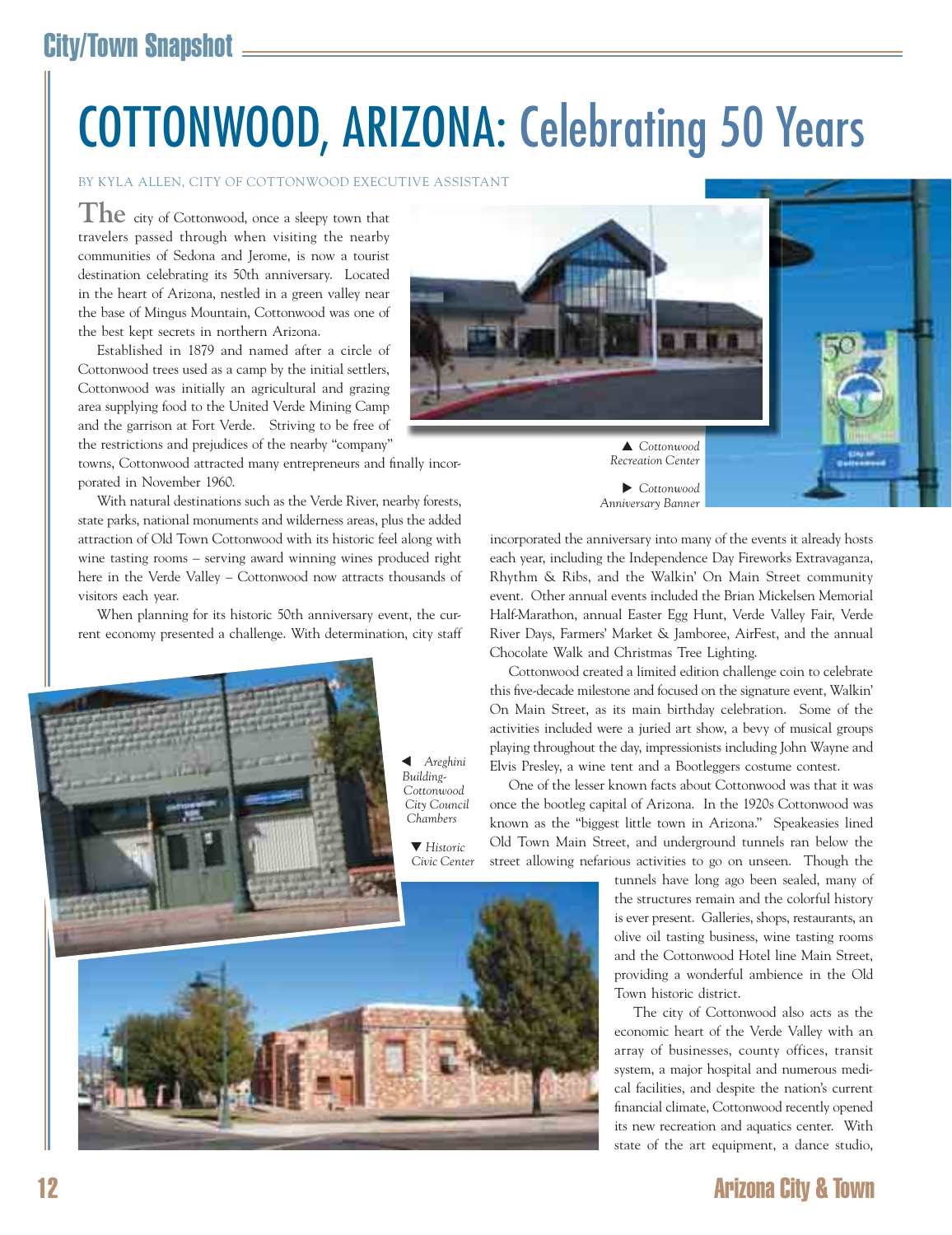# COTTONWOOD, ARIZONA: Celebrating 50 Years

BY KYLA ALLEN, CITY OF COTTONWOOD EXECUTIVE ASSISTANT

The city of Cottonwood, once a sleepy town that travelers passed through when visiting the nearby communities of Sedona and Jerome, is now a tourist destination celebrating its 50th anniversary. Located in the heart of Arizona, nestled in a green valley near the base of Mingus Mountain, Cottonwood was one of the best kept secrets in northern Arizona.

Established in 1879 and named after a circle of Cottonwood trees used as a camp by the initial settlers, Cottonwood was initially an agricultural and grazing area supplying food to the United Verde Mining Camp and the garrison at Fort Verde. Striving to be free of the restrictions and prejudices of the nearby "company" towns, Cottonwood attracted many entrepreneurs and finally incorporated in November 1960.

With natural destinations such as the Verde River, nearby forests, state parks, national monuments and wilderness areas, plus the added attraction of Old Town Cottonwood with its historic feel along with wine tasting rooms – serving award winning wines produced right here in the Verde Valley – Cottonwood now attracts thousands of visitors each year.

When planning for its historic 50th anniversary event, the current economy presented a challenge. With determination, city staff incorporated the anniversary into many of the events it already hosts each year, including the Independence Day Fireworks Extravaganza, Rhythm & Ribs, and the Walkin' On Main Street community event. Other annual events included the Brian Mickelsen Memorial Half-Marathon, annual Easter Egg Hunt, Verde Valley Fair, Verde River Days, Farmers' Market & Jamboree, AirFest, and the annual Chocolate Walk and Christmas Tree Lighting.

▲ *Cottonwood Recreation Center*

▶ *Cottonwood Anniversary Banner*

Cottonwood created a limited edition challenge coin to celebrate this five-decade milestone and focused on the signature event, Walkin' On Main Street, as its main birthday celebration. Some of the activities included were a juried art show, a bevy of musical groups playing throughout the day, impressionists including John Wayne and Elvis Presley, a wine tent and a Bootleggers costume contest.

One of the lesser known facts about Cottonwood was that it was once the bootleg capital of Arizona. In the 1920s Cottonwood was known as the "biggest little town in Arizona." Speakeasies lined Old Town Main Street, and underground tunnels ran below the street allowing nefarious activities to go on unseen. Though the tunnels have long ago been sealed, many of the structures remain and the colorful history is ever present. Galleries, shops, restaurants, an olive oil tasting business, wine tasting rooms and the Cottonwood Hotel line Main Street, providing a wonderful ambience in the Old Town historic district.

◀ *Areghini Building-Cottonwood City Council Chambers*

▼ *Historic Civic Center*

The city of Cottonwood also acts as the economic heart of the Verde Valley with an array of businesses, county offices, transit system, a major hospital and numerous medical facilities, and despite the nation's current financial climate, Cottonwood recently opened its new recreation and aquatics center. With state of the art equipment, a dance studio,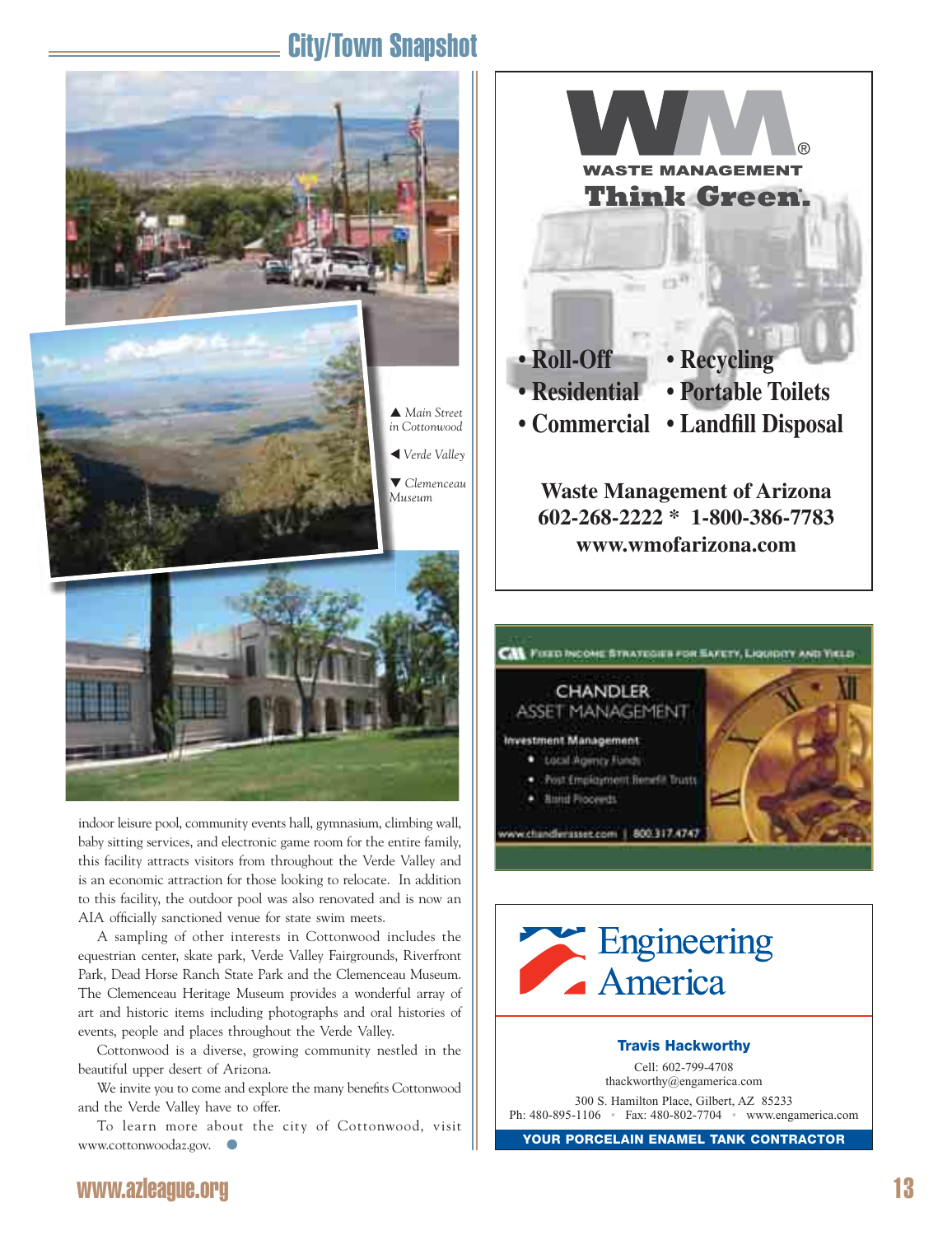## City/Town Snapshot

▲ *Main Street in Cottonwood*

◀ *Verde Valley*

▼ *Clemenceau Museum*

indoor leisure pool, community events hall, gymnasium, climbing wall, baby sitting services, and electronic game room for the entire family, this facility attracts visitors from throughout the Verde Valley and is an economic attraction for those looking to relocate. In addition to this facility, the outdoor pool was also renovated and is now an AIA officially sanctioned venue for state swim meets.

A sampling of other interests in Cottonwood includes the equestrian center, skate park, Verde Valley Fairgrounds, Riverfront Park, Dead Horse Ranch State Park and the Clemenceau Museum. The Clemenceau Heritage Museum provides a wonderful array of art and historic items including photographs and oral histories of events, people and places throughout the Verde Valley.

Cottonwood is a diverse, growing community nestled in the beautiful upper desert of Arizona.

We invite you to come and explore the many benefits Cottonwood and the Verde Valley have to offer.

To learn more about the city of Cottonwood, visit www.cottonwoodaz.gov.

---

**WM®**
**WASTE MANAGEMENT**
**Think Green.**

- **Roll-Off**
- **Residential**
- **Commercial**
- **Recycling**
- **Portable Toilets**
- **Landfill Disposal**

**Waste Management of Arizona**
**602-268-2222 * 1-800-386-7783**
**www.wmofarizona.com**

---

CAM Fixed Income Strategies for Safety, Liquidity and Yield

CHANDLER ASSET MANAGEMENT

**Investment Management**
- Local Agency Funds
- Post Employment Benefit Trusts
- Bond Proceeds

www.chandlerasset.com | 800.317.4747

---

Engineering America

**Travis Hackworthy**
Cell: 602-799-4708
thackworthy@engamerica.com

300 S. Hamilton Place, Gilbert, AZ 85233
Ph: 480-895-1106 • Fax: 480-802-7704 • www.engamerica.com

**YOUR PORCELAIN ENAMEL TANK CONTRACTOR**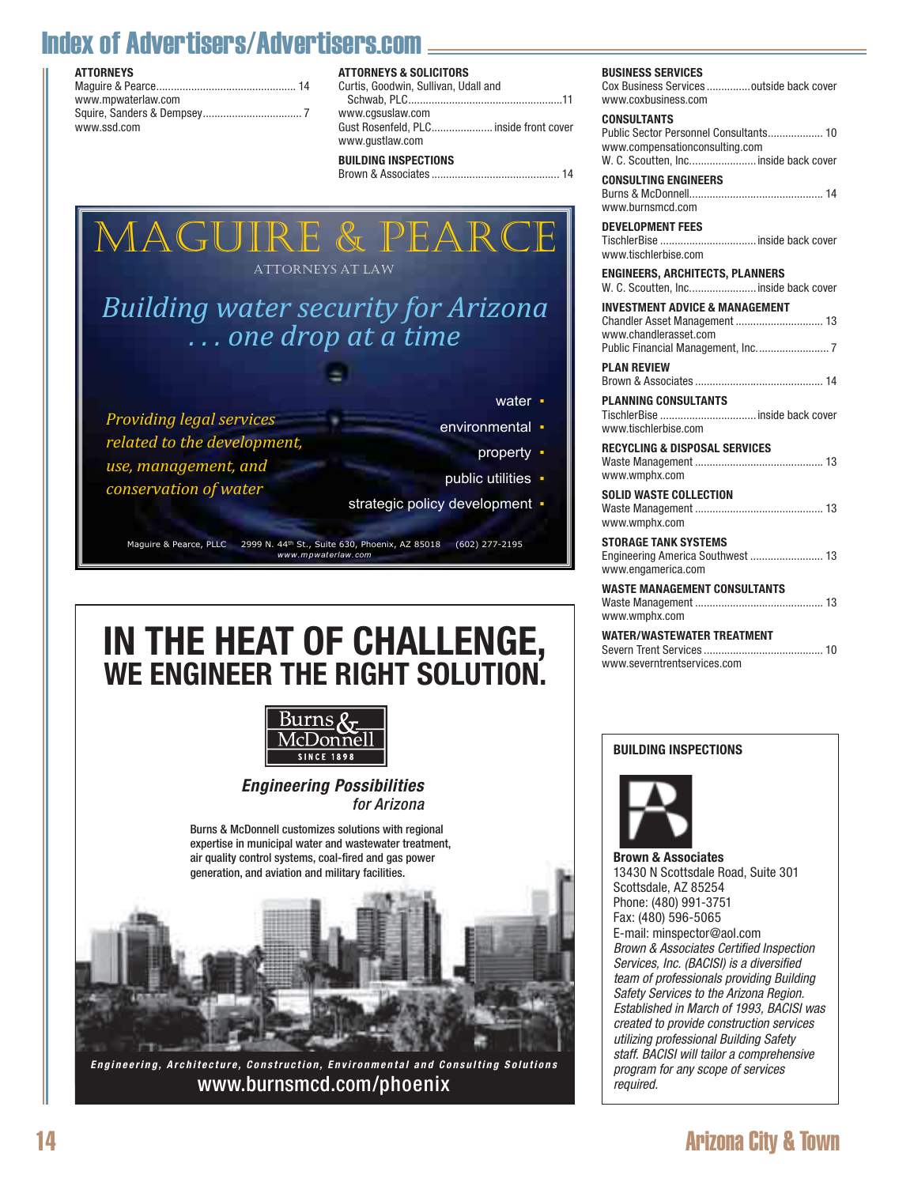# Index of Advertisers/Advertisers.com

**ATTORNEYS**
Maguire & Pearce................................................ 14
www.mpwaterlaw.com
Squire, Sanders & Dempsey.................................. 7
www.ssd.com

**ATTORNEYS & SOLICITORS**
Curtis, Goodwin, Sullivan, Udall and Schwab, PLC.....................................................11
www.cgsuslaw.com
Gust Rosenfeld, PLC..................... inside front cover
www.gustlaw.com

**BUILDING INSPECTIONS**
Brown & Associates ............................................ 14

**BUSINESS SERVICES**
Cox Business Services ..............outside back cover
www.coxbusiness.com

**CONSULTANTS**
Public Sector Personnel Consultants................... 10
www.compensationconsulting.com
W. C. Scoutten, Inc....................... inside back cover

**CONSULTING ENGINEERS**
Burns & McDonnell.............................................. 14
www.burnsmcd.com

**DEVELOPMENT FEES**
TischlerBise ................................. inside back cover
www.tischlerbise.com

**ENGINEERS, ARCHITECTS, PLANNERS**
W. C. Scoutten, Inc....................... inside back cover

**INVESTMENT ADVICE & MANAGEMENT**
Chandler Asset Management .............................. 13
www.chandlerasset.com
Public Financial Management, Inc......................... 7

**PLAN REVIEW**
Brown & Associates ............................................ 14

**PLANNING CONSULTANTS**
TischlerBise ................................. inside back cover
www.tischlerbise.com

**RECYCLING & DISPOSAL SERVICES**
Waste Management ............................................ 13
www.wmphx.com

**SOLID WASTE COLLECTION**
Waste Management ............................................ 13
www.wmphx.com

**STORAGE TANK SYSTEMS**
Engineering America Southwest ......................... 13
www.engamerica.com

**WASTE MANAGEMENT CONSULTANTS**
Waste Management ............................................ 13
www.wmphx.com

**WATER/WASTEWATER TREATMENT**
Severn Trent Services ......................................... 10
www.severntrentservices.com

---

MAGUIRE & PEARCE
ATTORNEYS AT LAW

*Building water security for Arizona . . . one drop at a time*

*Providing legal services related to the development, use, management, and conservation of water*

- water
- environmental
- property
- public utilities
- strategic policy development

Maguire & Pearce, PLLC 2999 N. 44th St., Suite 630, Phoenix, AZ 85018 (602) 277-2195
www.mpwaterlaw.com

---

**IN THE HEAT OF CHALLENGE, WE ENGINEER THE RIGHT SOLUTION.**

Burns & McDonnell
SINCE 1898

***Engineering Possibilities for Arizona***

Burns & McDonnell customizes solutions with regional expertise in municipal water and wastewater treatment, air quality control systems, coal-fired and gas power generation, and aviation and military facilities.

*Engineering, Architecture, Construction, Environmental and Consulting Solutions*
www.burnsmcd.com/phoenix

---

**BUILDING INSPECTIONS**

**Brown & Associates**
13430 N Scottsdale Road, Suite 301
Scottsdale, AZ 85254
Phone: (480) 991-3751
Fax: (480) 596-5065
E-mail: minspector@aol.com
*Brown & Associates Certified Inspection Services, Inc. (BACISI) is a diversified team of professionals providing Building Safety Services to the Arizona Region. Established in March of 1993, BACISI was created to provide construction services utilizing professional Building Safety staff. BACISI will tailor a comprehensive program for any scope of services required.*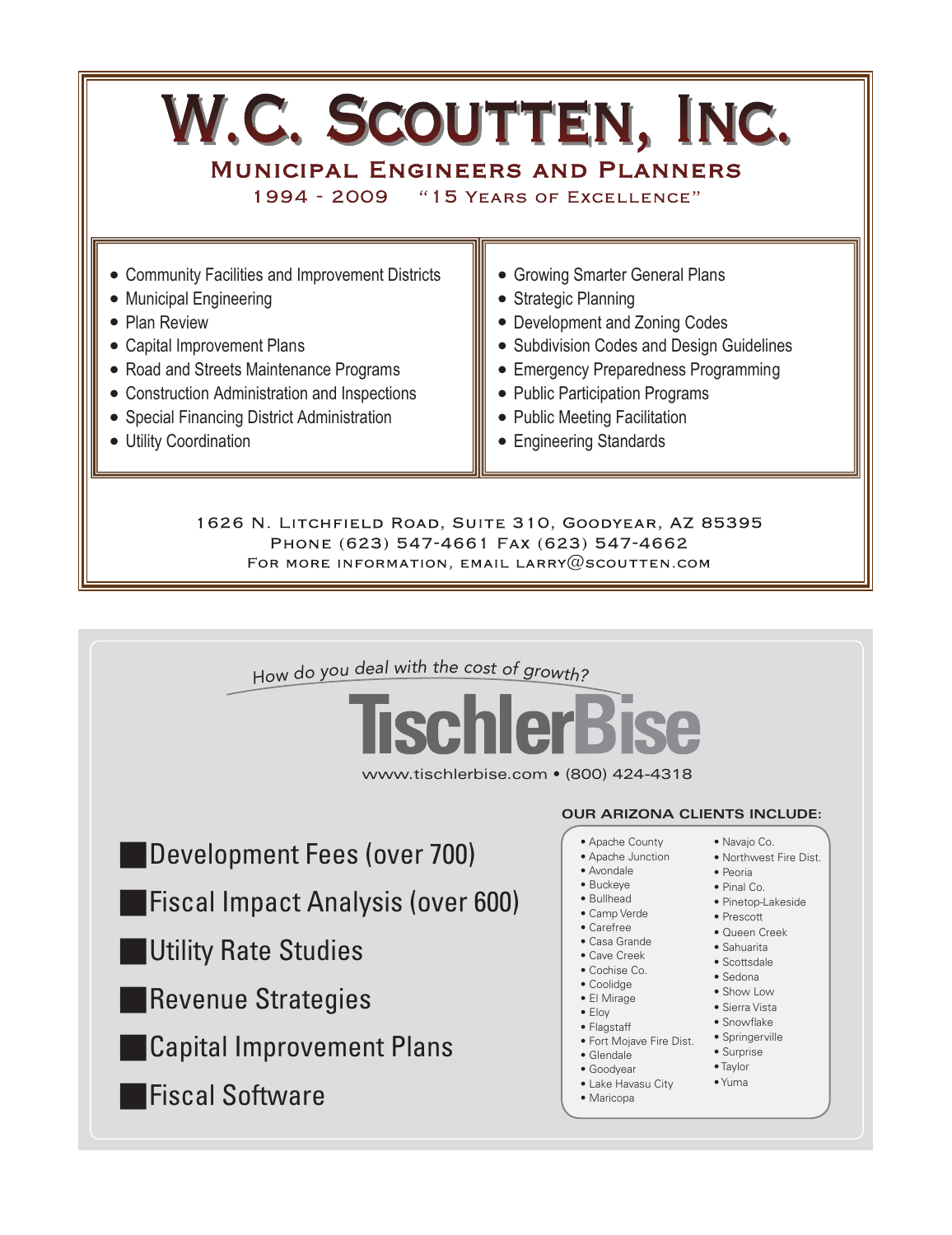# W.C. Scoutten, Inc.

## Municipal Engineers and Planners

1994 - 2009 "15 Years of Excellence"

- Community Facilities and Improvement Districts
- Municipal Engineering
- Plan Review
- Capital Improvement Plans
- Road and Streets Maintenance Programs
- Construction Administration and Inspections
- Special Financing District Administration
- Utility Coordination
- Growing Smarter General Plans
- Strategic Planning
- Development and Zoning Codes
- Subdivision Codes and Design Guidelines
- Emergency Preparedness Programming
- Public Participation Programs
- Public Meeting Facilitation
- Engineering Standards

1626 N. Litchfield Road, Suite 310, Goodyear, AZ 85395
Phone (623) 547-4661 Fax (623) 547-4662
For more information, email larry@scoutten.com

---

*How do you deal with the cost of growth?*

# TischlerBise

www.tischlerbise.com • (800) 424-4318

- Development Fees (over 700)
- Fiscal Impact Analysis (over 600)
- Utility Rate Studies
- Revenue Strategies
- Capital Improvement Plans
- Fiscal Software

**OUR ARIZONA CLIENTS INCLUDE:**

- Apache County
- Apache Junction
- Avondale
- Buckeye
- Bullhead
- Camp Verde
- Carefree
- Casa Grande
- Cave Creek
- Cochise Co.
- Coolidge
- El Mirage
- Eloy
- Flagstaff
- Fort Mojave Fire Dist.
- Glendale
- Goodyear
- Lake Havasu City
- Maricopa
- Navajo Co.
- Northwest Fire Dist.
- Peoria
- Pinal Co.
- Pinetop-Lakeside
- Prescott
- Queen Creek
- Sahuarita
- Scottsdale
- Sedona
- Show Low
- Sierra Vista
- Snowflake
- Springerville
- Surprise
- Taylor
- Yuma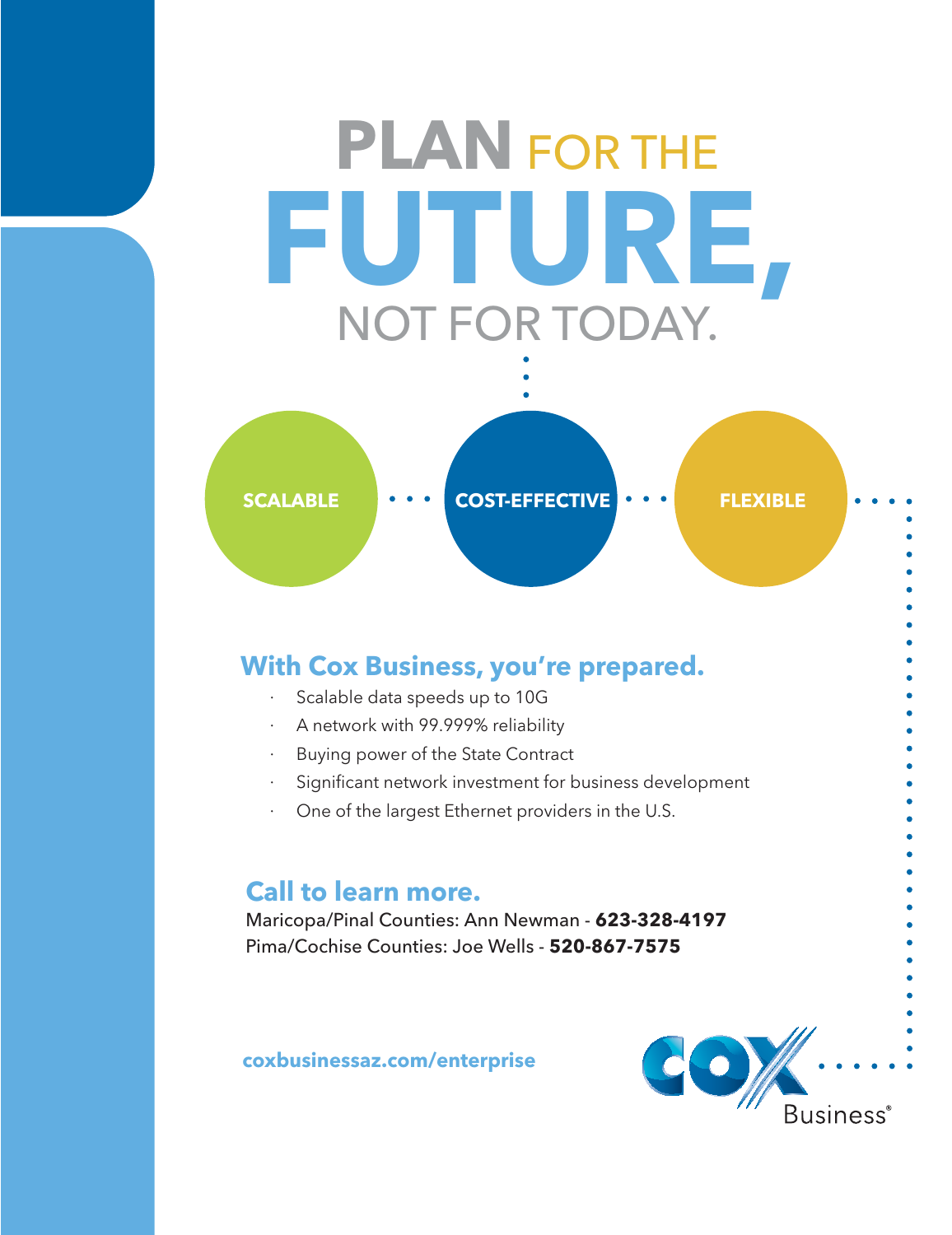# PLAN FOR THE FUTURE, NOT FOR TODAY.

SCALABLE · COST-EFFECTIVE · FLEXIBLE

## With Cox Business, you're prepared.

- Scalable data speeds up to 10G
- A network with 99.999% reliability
- Buying power of the State Contract
- Significant network investment for business development
- One of the largest Ethernet providers in the U.S.

## Call to learn more.

Maricopa/Pinal Counties: Ann Newman - **623-328-4197**
Pima/Cochise Counties: Joe Wells - **520-867-7575**

**coxbusinessaz.com/enterprise**

COX Business®